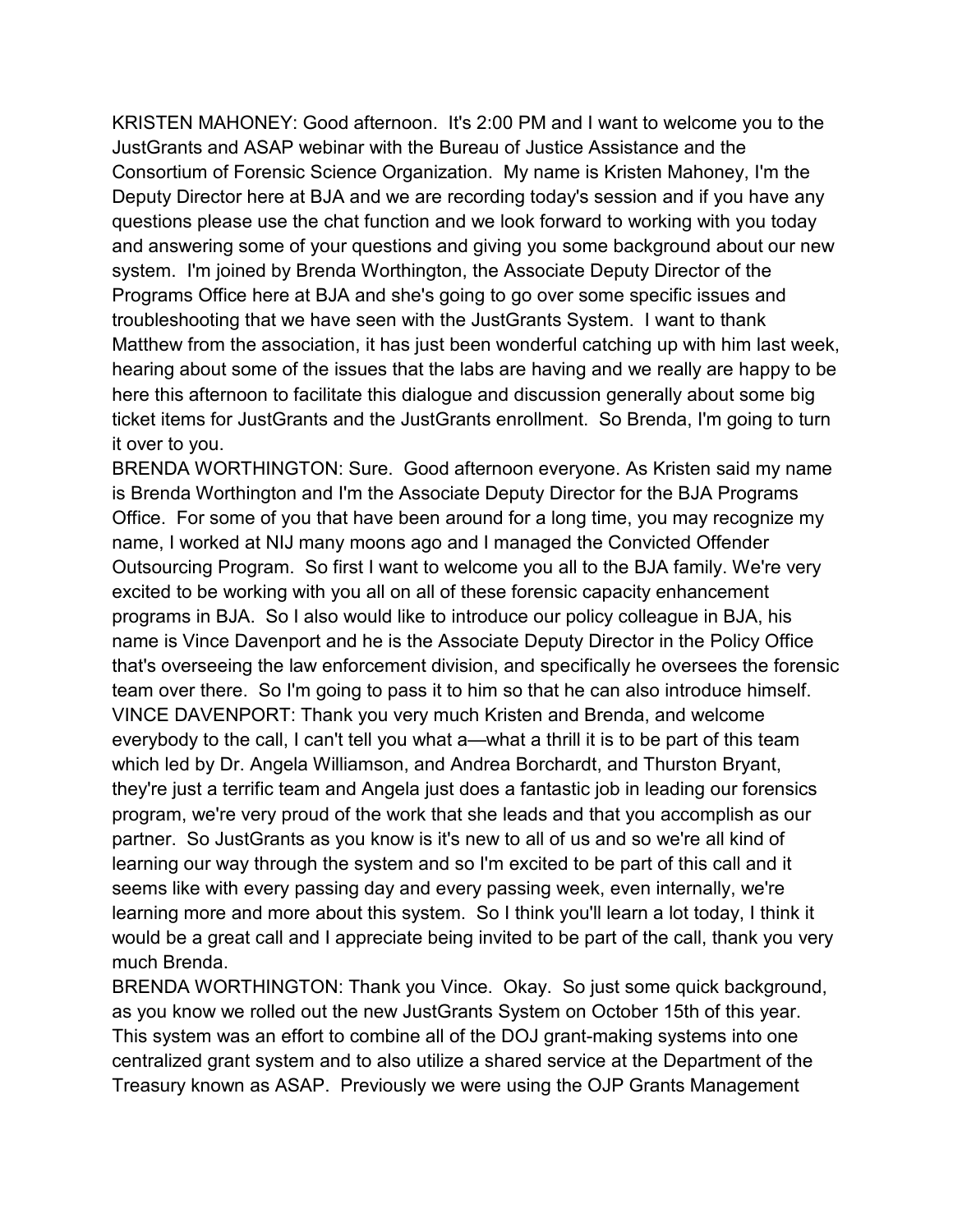KRISTEN MAHONEY: Good afternoon. It's 2:00 PM and I want to welcome you to the JustGrants and ASAP webinar with the Bureau of Justice Assistance and the Consortium of Forensic Science Organization. My name is Kristen Mahoney, I'm the Deputy Director here at BJA and we are recording today's session and if you have any questions please use the chat function and we look forward to working with you today and answering some of your questions and giving you some background about our new system. I'm joined by Brenda Worthington, the Associate Deputy Director of the Programs Office here at BJA and she's going to go over some specific issues and troubleshooting that we have seen with the JustGrants System. I want to thank Matthew from the association, it has just been wonderful catching up with him last week, hearing about some of the issues that the labs are having and we really are happy to be here this afternoon to facilitate this dialogue and discussion generally about some big ticket items for JustGrants and the JustGrants enrollment. So Brenda, I'm going to turn it over to you.

BRENDA WORTHINGTON: Sure. Good afternoon everyone. As Kristen said my name is Brenda Worthington and I'm the Associate Deputy Director for the BJA Programs Office. For some of you that have been around for a long time, you may recognize my name, I worked at NIJ many moons ago and I managed the Convicted Offender Outsourcing Program. So first I want to welcome you all to the BJA family. We're very excited to be working with you all on all of these forensic capacity enhancement programs in BJA. So I also would like to introduce our policy colleague in BJA, his name is Vince Davenport and he is the Associate Deputy Director in the Policy Office that's overseeing the law enforcement division, and specifically he oversees the forensic team over there. So I'm going to pass it to him so that he can also introduce himself.

VINCE DAVENPORT: Thank you very much Kristen and Brenda, and welcome everybody to the call, I can't tell you what a—what a thrill it is to be part of this team which led by Dr. Angela Williamson, and Andrea Borchardt, and Thurston Bryant, they're just a terrific team and Angela just does a fantastic job in leading our forensics program, we're very proud of the work that she leads and that you accomplish as our partner. So JustGrants as you know is it's new to all of us and so we're all kind of learning our way through the system and so I'm excited to be part of this call and it seems like with every passing day and every passing week, even internally, we're learning more and more about this system. So I think you'll learn a lot today, I think it would be a great call and I appreciate being invited to be part of the call, thank you very much Brenda.

BRENDA WORTHINGTON: Thank you Vince. Okay. So just some quick background, as you know we rolled out the new JustGrants System on October 15th of this year. This system was an effort to combine all of the DOJ grant-making systems into one centralized grant system and to also utilize a shared service at the Department of the Treasury known as ASAP. Previously we were using the OJP Grants Management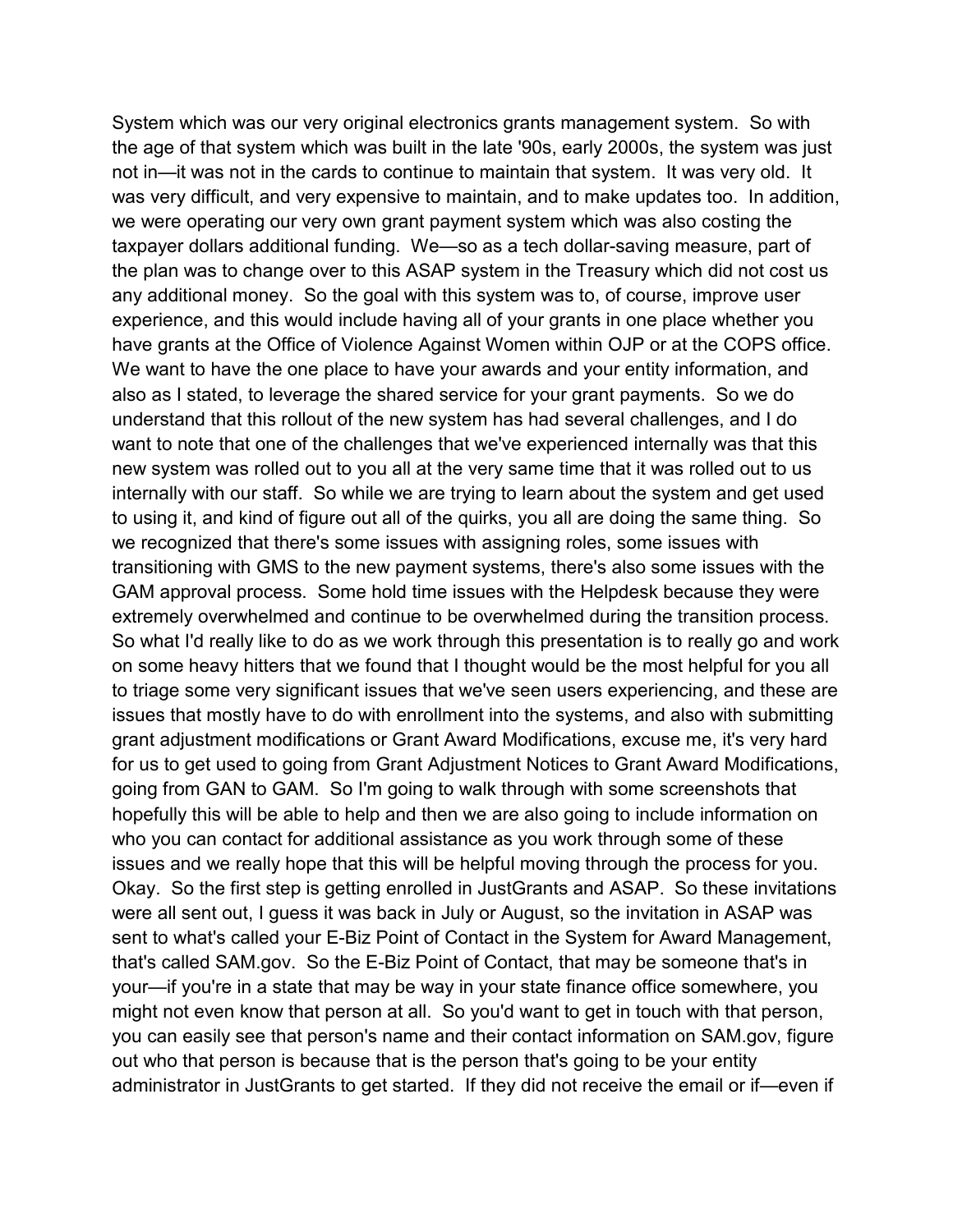System which was our very original electronics grants management system. So with the age of that system which was built in the late '90s, early 2000s, the system was just not in—it was not in the cards to continue to maintain that system. It was very old. It was very difficult, and very expensive to maintain, and to make updates too. In addition, we were operating our very own grant payment system which was also costing the taxpayer dollars additional funding. We—so as a tech dollar-saving measure, part of the plan was to change over to this ASAP system in the Treasury which did not cost us any additional money. So the goal with this system was to, of course, improve user experience, and this would include having all of your grants in one place whether you have grants at the Office of Violence Against Women within OJP or at the COPS office. We want to have the one place to have your awards and your entity information, and also as I stated, to leverage the shared service for your grant payments. So we do understand that this rollout of the new system has had several challenges, and I do want to note that one of the challenges that we've experienced internally was that this new system was rolled out to you all at the very same time that it was rolled out to us internally with our staff. So while we are trying to learn about the system and get used to using it, and kind of figure out all of the quirks, you all are doing the same thing. So we recognized that there's some issues with assigning roles, some issues with transitioning with GMS to the new payment systems, there's also some issues with the GAM approval process. Some hold time issues with the Helpdesk because they were extremely overwhelmed and continue to be overwhelmed during the transition process. So what I'd really like to do as we work through this presentation is to really go and work on some heavy hitters that we found that I thought would be the most helpful for you all to triage some very significant issues that we've seen users experiencing, and these are issues that mostly have to do with enrollment into the systems, and also with submitting grant adjustment modifications or Grant Award Modifications, excuse me, it's very hard for us to get used to going from Grant Adjustment Notices to Grant Award Modifications, going from GAN to GAM. So I'm going to walk through with some screenshots that hopefully this will be able to help and then we are also going to include information on who you can contact for additional assistance as you work through some of these issues and we really hope that this will be helpful moving through the process for you. Okay. So the first step is getting enrolled in JustGrants and ASAP. So these invitations were all sent out, I guess it was back in July or August, so the invitation in ASAP was sent to what's called your E-Biz Point of Contact in the System for Award Management, that's called SAM.gov. So the E-Biz Point of Contact, that may be someone that's in your—if you're in a state that may be way in your state finance office somewhere, you might not even know that person at all. So you'd want to get in touch with that person, you can easily see that person's name and their contact information on SAM.gov, figure out who that person is because that is the person that's going to be your entity administrator in JustGrants to get started. If they did not receive the email or if—even if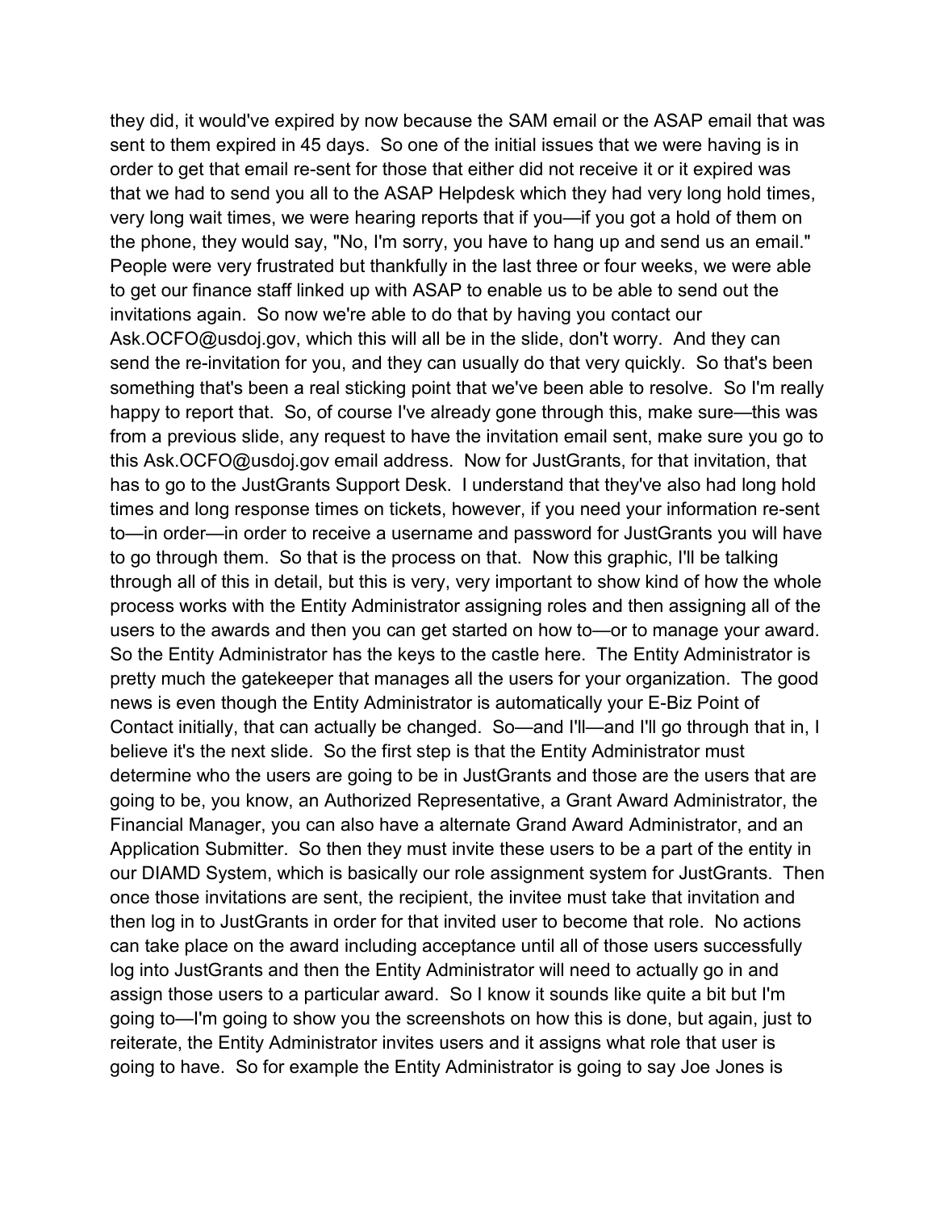they did, it would've expired by now because the SAM email or the ASAP email that was sent to them expired in 45 days. So one of the initial issues that we were having is in order to get that email re-sent for those that either did not receive it or it expired was that we had to send you all to the ASAP Helpdesk which they had very long hold times, very long wait times, we were hearing reports that if you—if you got a hold of them on the phone, they would say, "No, I'm sorry, you have to hang up and send us an email." People were very frustrated but thankfully in the last three or four weeks, we were able to get our finance staff linked up with ASAP to enable us to be able to send out the invitations again. So now we're able to do that by having you contact our Ask.OCFO@usdoj.gov, which this will all be in the slide, don't worry. And they can send the re-invitation for you, and they can usually do that very quickly. So that's been something that's been a real sticking point that we've been able to resolve. So I'm really happy to report that. So, of course I've already gone through this, make sure—this was from a previous slide, any request to have the invitation email sent, make sure you go to this Ask.OCFO@usdoj.gov email address. Now for JustGrants, for that invitation, that has to go to the JustGrants Support Desk. I understand that they've also had long hold times and long response times on tickets, however, if you need your information re-sent to—in order—in order to receive a username and password for JustGrants you will have to go through them. So that is the process on that. Now this graphic, I'll be talking through all of this in detail, but this is very, very important to show kind of how the whole process works with the Entity Administrator assigning roles and then assigning all of the users to the awards and then you can get started on how to—or to manage your award. So the Entity Administrator has the keys to the castle here. The Entity Administrator is pretty much the gatekeeper that manages all the users for your organization. The good news is even though the Entity Administrator is automatically your E-Biz Point of Contact initially, that can actually be changed. So—and I'll—and I'll go through that in, I believe it's the next slide. So the first step is that the Entity Administrator must determine who the users are going to be in JustGrants and those are the users that are going to be, you know, an Authorized Representative, a Grant Award Administrator, the Financial Manager, you can also have a alternate Grand Award Administrator, and an Application Submitter. So then they must invite these users to be a part of the entity in our DIAMD System, which is basically our role assignment system for JustGrants. Then once those invitations are sent, the recipient, the invitee must take that invitation and then log in to JustGrants in order for that invited user to become that role. No actions can take place on the award including acceptance until all of those users successfully log into JustGrants and then the Entity Administrator will need to actually go in and assign those users to a particular award. So I know it sounds like quite a bit but I'm going to—I'm going to show you the screenshots on how this is done, but again, just to reiterate, the Entity Administrator invites users and it assigns what role that user is going to have. So for example the Entity Administrator is going to say Joe Jones is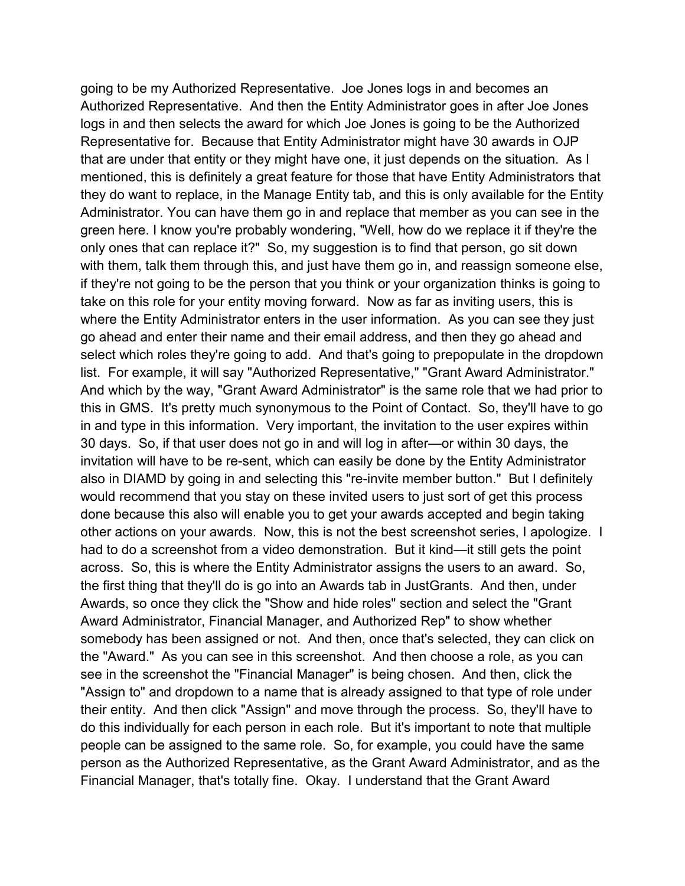going to be my Authorized Representative. Joe Jones logs in and becomes an Authorized Representative. And then the Entity Administrator goes in after Joe Jones logs in and then selects the award for which Joe Jones is going to be the Authorized Representative for. Because that Entity Administrator might have 30 awards in OJP that are under that entity or they might have one, it just depends on the situation. As I mentioned, this is definitely a great feature for those that have Entity Administrators that they do want to replace, in the Manage Entity tab, and this is only available for the Entity Administrator. You can have them go in and replace that member as you can see in the green here. I know you're probably wondering, "Well, how do we replace it if they're the only ones that can replace it?" So, my suggestion is to find that person, go sit down with them, talk them through this, and just have them go in, and reassign someone else, if they're not going to be the person that you think or your organization thinks is going to take on this role for your entity moving forward. Now as far as inviting users, this is where the Entity Administrator enters in the user information. As you can see they just go ahead and enter their name and their email address, and then they go ahead and select which roles they're going to add. And that's going to prepopulate in the dropdown list. For example, it will say "Authorized Representative," "Grant Award Administrator." And which by the way, "Grant Award Administrator" is the same role that we had prior to this in GMS. It's pretty much synonymous to the Point of Contact. So, they'll have to go in and type in this information. Very important, the invitation to the user expires within 30 days. So, if that user does not go in and will log in after—or within 30 days, the invitation will have to be re-sent, which can easily be done by the Entity Administrator also in DIAMD by going in and selecting this "re-invite member button." But I definitely would recommend that you stay on these invited users to just sort of get this process done because this also will enable you to get your awards accepted and begin taking other actions on your awards. Now, this is not the best screenshot series, I apologize. I had to do a screenshot from a video demonstration. But it kind—it still gets the point across. So, this is where the Entity Administrator assigns the users to an award. So, the first thing that they'll do is go into an Awards tab in JustGrants. And then, under Awards, so once they click the "Show and hide roles" section and select the "Grant Award Administrator, Financial Manager, and Authorized Rep" to show whether somebody has been assigned or not. And then, once that's selected, they can click on the "Award." As you can see in this screenshot. And then choose a role, as you can see in the screenshot the "Financial Manager" is being chosen. And then, click the "Assign to" and dropdown to a name that is already assigned to that type of role under their entity. And then click "Assign" and move through the process. So, they'll have to do this individually for each person in each role. But it's important to note that multiple people can be assigned to the same role. So, for example, you could have the same person as the Authorized Representative, as the Grant Award Administrator, and as the Financial Manager, that's totally fine. Okay. I understand that the Grant Award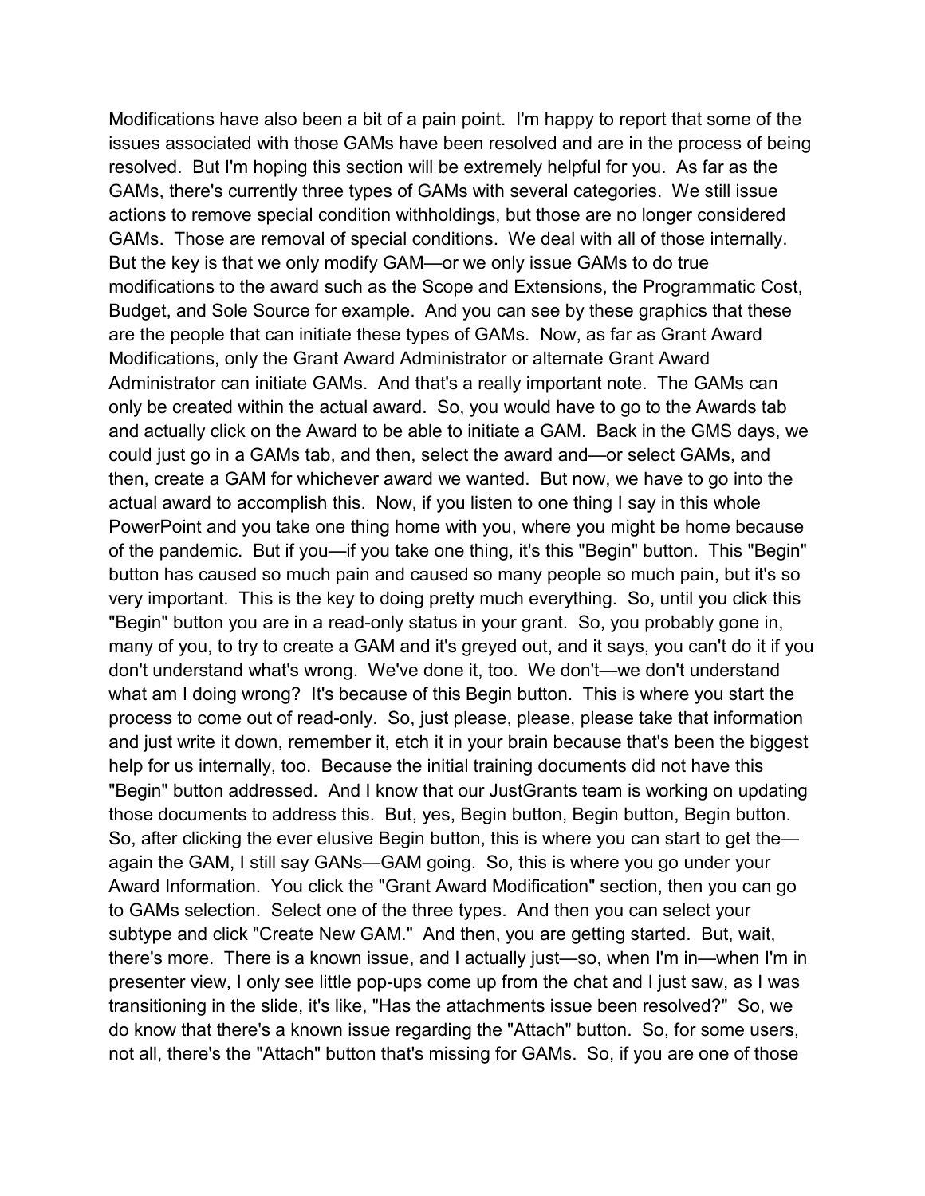Modifications have also been a bit of a pain point. I'm happy to report that some of the issues associated with those GAMs have been resolved and are in the process of being resolved. But I'm hoping this section will be extremely helpful for you. As far as the GAMs, there's currently three types of GAMs with several categories. We still issue actions to remove special condition withholdings, but those are no longer considered GAMs. Those are removal of special conditions. We deal with all of those internally. But the key is that we only modify GAM—or we only issue GAMs to do true modifications to the award such as the Scope and Extensions, the Programmatic Cost, Budget, and Sole Source for example. And you can see by these graphics that these are the people that can initiate these types of GAMs. Now, as far as Grant Award Modifications, only the Grant Award Administrator or alternate Grant Award Administrator can initiate GAMs. And that's a really important note. The GAMs can only be created within the actual award. So, you would have to go to the Awards tab and actually click on the Award to be able to initiate a GAM. Back in the GMS days, we could just go in a GAMs tab, and then, select the award and—or select GAMs, and then, create a GAM for whichever award we wanted. But now, we have to go into the actual award to accomplish this. Now, if you listen to one thing I say in this whole PowerPoint and you take one thing home with you, where you might be home because of the pandemic. But if you—if you take one thing, it's this "Begin" button. This "Begin" button has caused so much pain and caused so many people so much pain, but it's so very important. This is the key to doing pretty much everything. So, until you click this "Begin" button you are in a read-only status in your grant. So, you probably gone in, many of you, to try to create a GAM and it's greyed out, and it says, you can't do it if you don't understand what's wrong. We've done it, too. We don't—we don't understand what am I doing wrong? It's because of this Begin button. This is where you start the process to come out of read-only. So, just please, please, please take that information and just write it down, remember it, etch it in your brain because that's been the biggest help for us internally, too. Because the initial training documents did not have this "Begin" button addressed. And I know that our JustGrants team is working on updating those documents to address this. But, yes, Begin button, Begin button, Begin button. So, after clicking the ever elusive Begin button, this is where you can start to get the—again the GAM, I still say GANs—GAM going. So, this is where you go under your Award Information. You click the "Grant Award Modification" section, then you can go to GAMs selection. Select one of the three types. And then you can select your subtype and click "Create New GAM." And then, you are getting started. But, wait, there's more. There is a known issue, and I actually just—so, when I'm in—when I'm in presenter view, I only see little pop-ups come up from the chat and I just saw, as I was transitioning in the slide, it's like, "Has the attachments issue been resolved?" So, we do know that there's a known issue regarding the "Attach" button. So, for some users, not all, there's the "Attach" button that's missing for GAMs. So, if you are one of those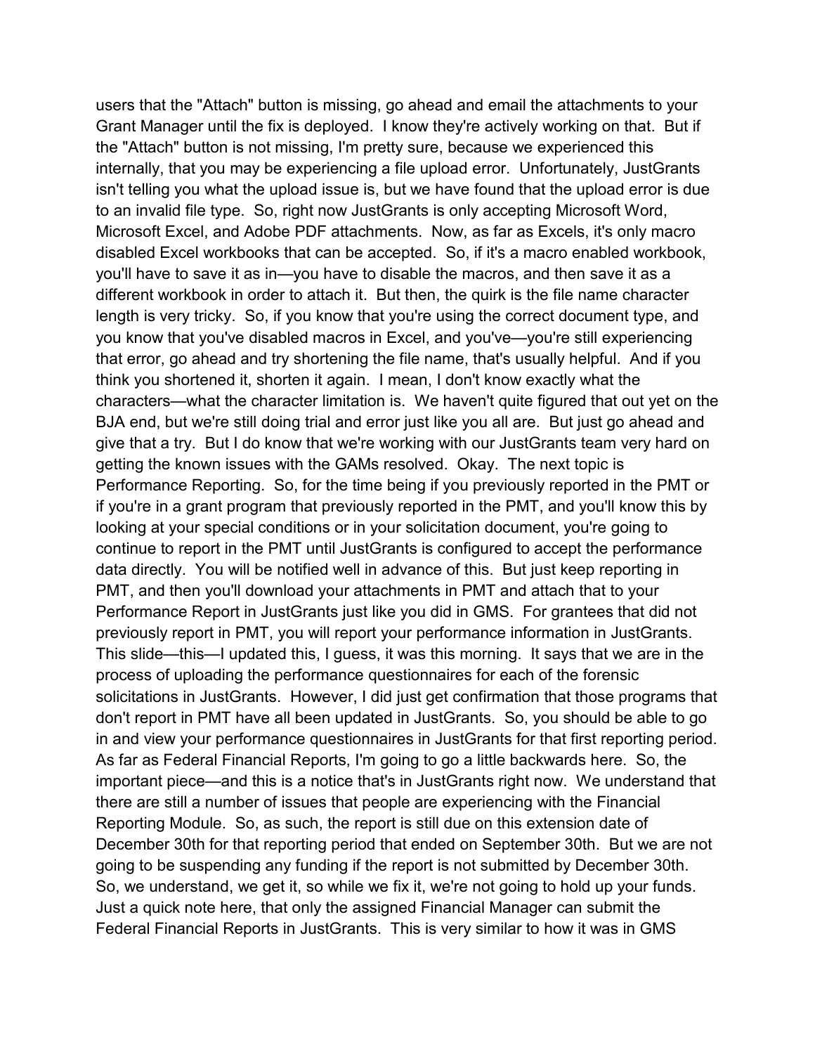users that the "Attach" button is missing, go ahead and email the attachments to your Grant Manager until the fix is deployed. I know they're actively working on that. But if the "Attach" button is not missing, I'm pretty sure, because we experienced this internally, that you may be experiencing a file upload error. Unfortunately, JustGrants isn't telling you what the upload issue is, but we have found that the upload error is due to an invalid file type. So, right now JustGrants is only accepting Microsoft Word, Microsoft Excel, and Adobe PDF attachments. Now, as far as Excels, it's only macro disabled Excel workbooks that can be accepted. So, if it's a macro enabled workbook, you'll have to save it as in—you have to disable the macros, and then save it as a different workbook in order to attach it. But then, the quirk is the file name character length is very tricky. So, if you know that you're using the correct document type, and you know that you've disabled macros in Excel, and you've—you're still experiencing that error, go ahead and try shortening the file name, that's usually helpful. And if you think you shortened it, shorten it again. I mean, I don't know exactly what the characters—what the character limitation is. We haven't quite figured that out yet on the BJA end, but we're still doing trial and error just like you all are. But just go ahead and give that a try. But I do know that we're working with our JustGrants team very hard on getting the known issues with the GAMs resolved. Okay. The next topic is Performance Reporting. So, for the time being if you previously reported in the PMT or if you're in a grant program that previously reported in the PMT, and you'll know this by looking at your special conditions or in your solicitation document, you're going to continue to report in the PMT until JustGrants is configured to accept the performance data directly. You will be notified well in advance of this. But just keep reporting in PMT, and then you'll download your attachments in PMT and attach that to your Performance Report in JustGrants just like you did in GMS. For grantees that did not previously report in PMT, you will report your performance information in JustGrants. This slide—this—I updated this, I guess, it was this morning. It says that we are in the process of uploading the performance questionnaires for each of the forensic solicitations in JustGrants. However, I did just get confirmation that those programs that don't report in PMT have all been updated in JustGrants. So, you should be able to go in and view your performance questionnaires in JustGrants for that first reporting period. As far as Federal Financial Reports, I'm going to go a little backwards here. So, the important piece—and this is a notice that's in JustGrants right now. We understand that there are still a number of issues that people are experiencing with the Financial Reporting Module. So, as such, the report is still due on this extension date of December 30th for that reporting period that ended on September 30th. But we are not going to be suspending any funding if the report is not submitted by December 30th. So, we understand, we get it, so while we fix it, we're not going to hold up your funds. Just a quick note here, that only the assigned Financial Manager can submit the Federal Financial Reports in JustGrants. This is very similar to how it was in GMS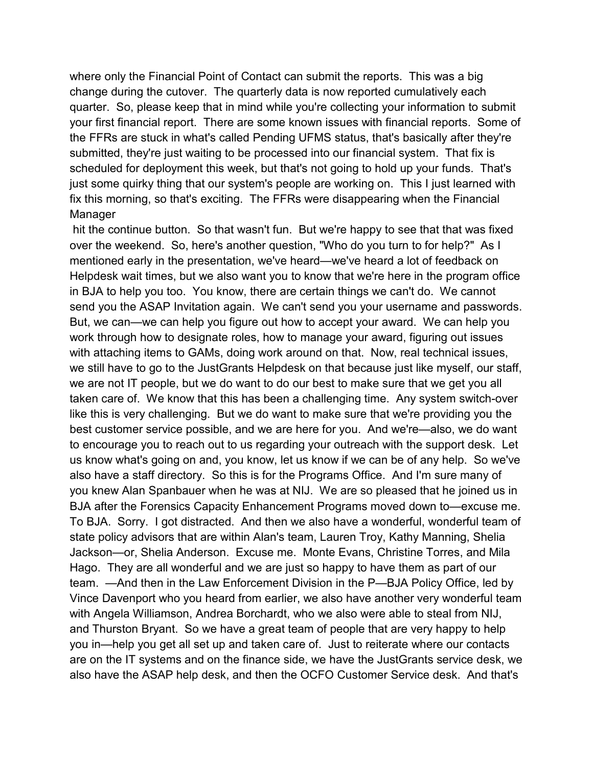where only the Financial Point of Contact can submit the reports. This was a big change during the cutover. The quarterly data is now reported cumulatively each quarter. So, please keep that in mind while you're collecting your information to submit your first financial report. There are some known issues with financial reports. Some of the FFRs are stuck in what's called Pending UFMS status, that's basically after they're submitted, they're just waiting to be processed into our financial system. That fix is scheduled for deployment this week, but that's not going to hold up your funds. That's just some quirky thing that our system's people are working on. This I just learned with fix this morning, so that's exciting. The FFRs were disappearing when the Financial Manager hit the continue button. So that wasn't fun. But we're happy to see that that was fixed over the weekend. So, here's another question, "Who do you turn to for help?" As I mentioned early in the presentation, we've heard—we've heard a lot of feedback on Helpdesk wait times, but we also want you to know that we're here in the program office in BJA to help you too. You know, there are certain things we can't do. We cannot send you the ASAP Invitation again. We can't send you your username and passwords. But, we can—we can help you figure out how to accept your award. We can help you work through how to designate roles, how to manage your award, figuring out issues with attaching items to GAMs, doing work around on that. Now, real technical issues, we still have to go to the JustGrants Helpdesk on that because just like myself, our staff, we are not IT people, but we do want to do our best to make sure that we get you all taken care of. We know that this has been a challenging time. Any system switch-over like this is very challenging. But we do want to make sure that we're providing you the best customer service possible, and we are here for you. And we're—also, we do want to encourage you to reach out to us regarding your outreach with the support desk. Let us know what's going on and, you know, let us know if we can be of any help. So we've also have a staff directory. So this is for the Programs Office. And I'm sure many of you knew Alan Spanbauer when he was at NIJ. We are so pleased that he joined us in BJA after the Forensics Capacity Enhancement Programs moved down to—excuse me. To BJA. Sorry. I got distracted. And then we also have a wonderful, wonderful team of state policy advisors that are within Alan's team, Lauren Troy, Kathy Manning, Shelia Jackson—or, Shelia Anderson. Excuse me. Monte Evans, Christine Torres, and Mila Hago. They are all wonderful and we are just so happy to have them as part of our team. —And then in the Law Enforcement Division in the P—BJA Policy Office, led by Vince Davenport who you heard from earlier, we also have another very wonderful team with Angela Williamson, Andrea Borchardt, who we also were able to steal from NIJ, and Thurston Bryant. So we have a great team of people that are very happy to help you in—help you get all set up and taken care of. Just to reiterate where our contacts are on the IT systems and on the finance side, we have the JustGrants service desk, we also have the ASAP help desk, and then the OCFO Customer Service desk. And that's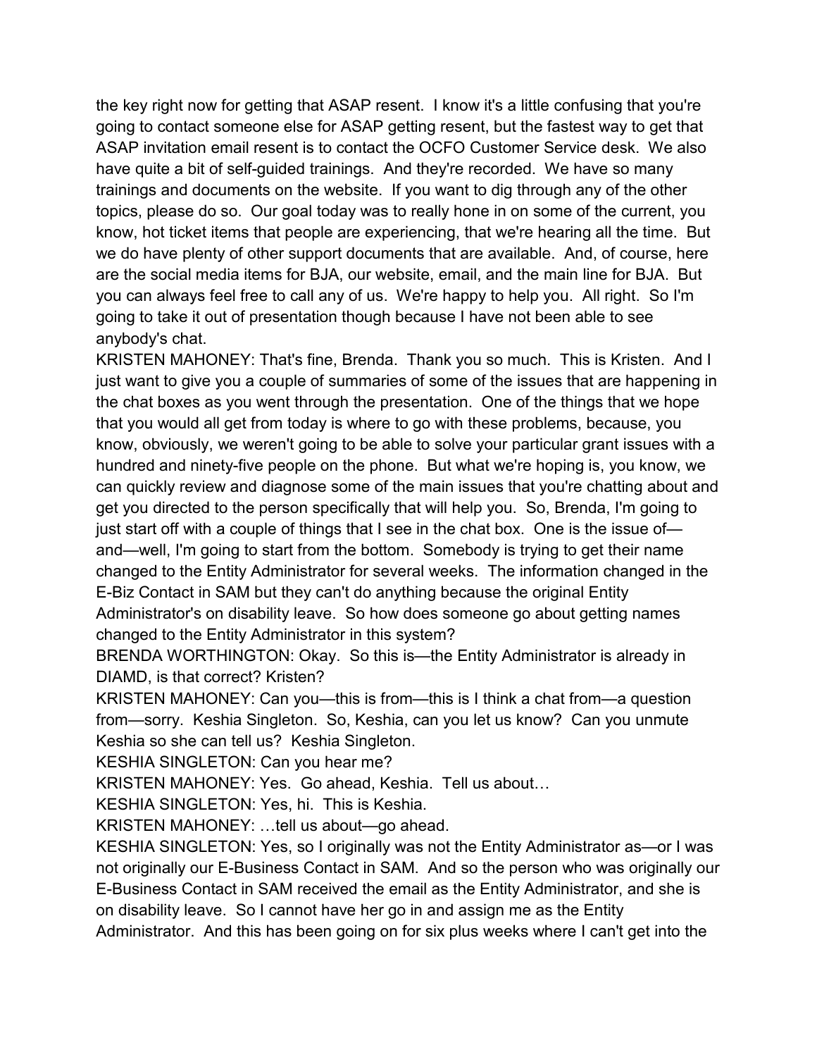the key right now for getting that ASAP resent. I know it's a little confusing that you're going to contact someone else for ASAP getting resent, but the fastest way to get that ASAP invitation email resent is to contact the OCFO Customer Service desk. We also have quite a bit of self-guided trainings. And they're recorded. We have so many trainings and documents on the website. If you want to dig through any of the other topics, please do so. Our goal today was to really hone in on some of the current, you know, hot ticket items that people are experiencing, that we're hearing all the time. But we do have plenty of other support documents that are available. And, of course, here are the social media items for BJA, our website, email, and the main line for BJA. But you can always feel free to call any of us. We're happy to help you. All right. So I'm going to take it out of presentation though because I have not been able to see anybody's chat.

KRISTEN MAHONEY: That's fine, Brenda. Thank you so much. This is Kristen. And I just want to give you a couple of summaries of some of the issues that are happening in the chat boxes as you went through the presentation. One of the things that we hope that you would all get from today is where to go with these problems, because, you know, obviously, we weren't going to be able to solve your particular grant issues with a hundred and ninety-five people on the phone. But what we're hoping is, you know, we can quickly review and diagnose some of the main issues that you're chatting about and get you directed to the person specifically that will help you. So, Brenda, I'm going to just start off with a couple of things that I see in the chat box. One is the issue of—and—well, I'm going to start from the bottom. Somebody is trying to get their name changed to the Entity Administrator for several weeks. The information changed in the E-Biz Contact in SAM but they can't do anything because the original Entity Administrator's on disability leave. So how does someone go about getting names changed to the Entity Administrator in this system?

BRENDA WORTHINGTON: Okay. So this is—the Entity Administrator is already in DIAMD, is that correct? Kristen?

KRISTEN MAHONEY: Can you—this is from—this is I think a chat from—a question from—sorry. Keshia Singleton. So, Keshia, can you let us know? Can you unmute Keshia so she can tell us? Keshia Singleton.

KESHIA SINGLETON: Can you hear me?

KRISTEN MAHONEY: Yes. Go ahead, Keshia. Tell us about…

KESHIA SINGLETON: Yes, hi. This is Keshia.

KRISTEN MAHONEY: …tell us about—go ahead.

KESHIA SINGLETON: Yes, so I originally was not the Entity Administrator as—or I was not originally our E-Business Contact in SAM. And so the person who was originally our E-Business Contact in SAM received the email as the Entity Administrator, and she is on disability leave. So I cannot have her go in and assign me as the Entity Administrator. And this has been going on for six plus weeks where I can't get into the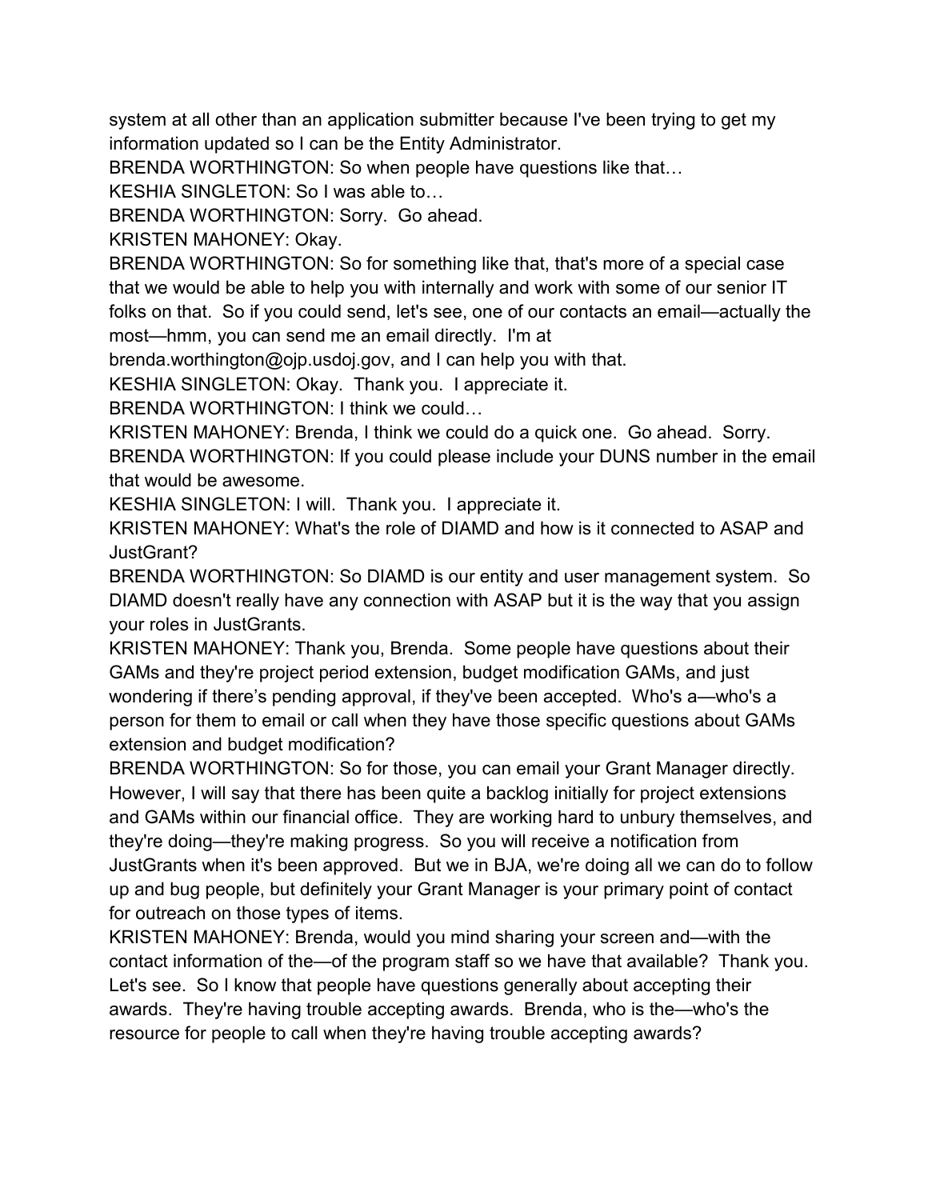system at all other than an application submitter because I've been trying to get my information updated so I can be the Entity Administrator.

BRENDA WORTHINGTON: So when people have questions like that…

KESHIA SINGLETON: So I was able to…

BRENDA WORTHINGTON: Sorry. Go ahead.

KRISTEN MAHONEY: Okay.

BRENDA WORTHINGTON: So for something like that, that's more of a special case that we would be able to help you with internally and work with some of our senior IT folks on that. So if you could send, let's see, one of our contacts an email—actually the most—hmm, you can send me an email directly. I'm at brenda.worthington@ojp.usdoj.gov, and I can help you with that.

KESHIA SINGLETON: Okay. Thank you. I appreciate it.

BRENDA WORTHINGTON: I think we could…

KRISTEN MAHONEY: Brenda, I think we could do a quick one. Go ahead. Sorry.

BRENDA WORTHINGTON: If you could please include your DUNS number in the email that would be awesome.

KESHIA SINGLETON: I will. Thank you. I appreciate it.

KRISTEN MAHONEY: What's the role of DIAMD and how is it connected to ASAP and JustGrant?

BRENDA WORTHINGTON: So DIAMD is our entity and user management system. So DIAMD doesn't really have any connection with ASAP but it is the way that you assign your roles in JustGrants.

KRISTEN MAHONEY: Thank you, Brenda. Some people have questions about their GAMs and they're project period extension, budget modification GAMs, and just wondering if there's pending approval, if they've been accepted. Who's a—who's a person for them to email or call when they have those specific questions about GAMs extension and budget modification?

BRENDA WORTHINGTON: So for those, you can email your Grant Manager directly. However, I will say that there has been quite a backlog initially for project extensions and GAMs within our financial office. They are working hard to unbury themselves, and they're doing—they're making progress. So you will receive a notification from JustGrants when it's been approved. But we in BJA, we're doing all we can do to follow up and bug people, but definitely your Grant Manager is your primary point of contact for outreach on those types of items.

KRISTEN MAHONEY: Brenda, would you mind sharing your screen and—with the contact information of the—of the program staff so we have that available? Thank you. Let's see. So I know that people have questions generally about accepting their awards. They're having trouble accepting awards. Brenda, who is the—who's the resource for people to call when they're having trouble accepting awards?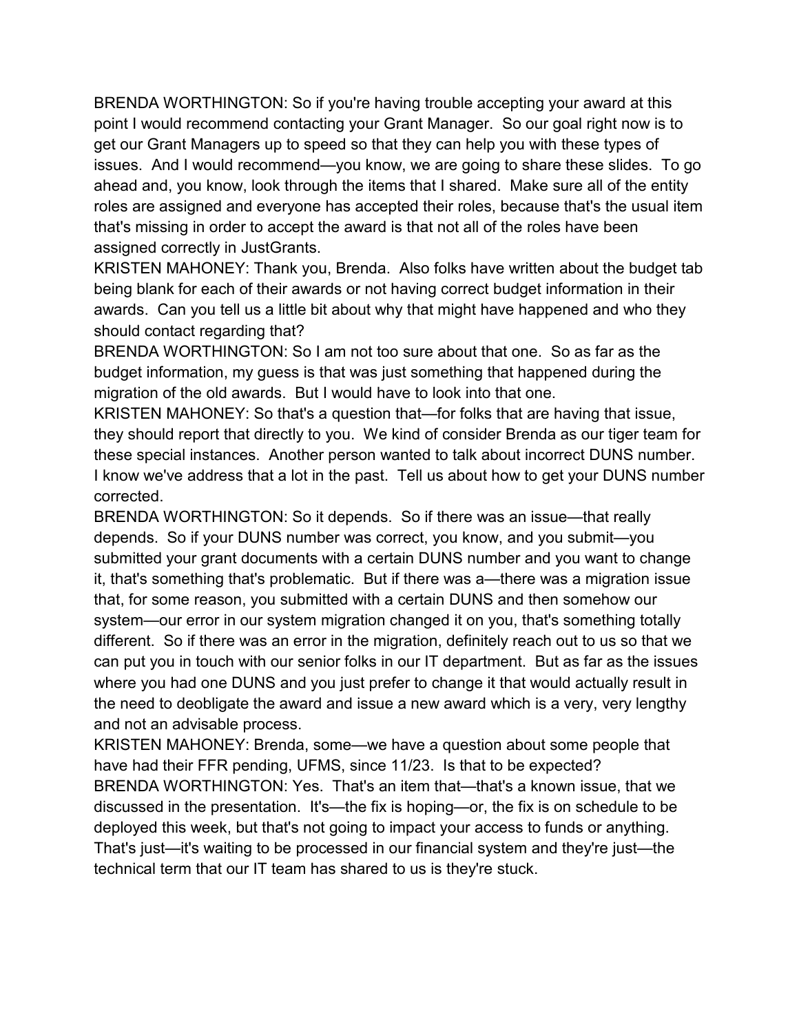BRENDA WORTHINGTON: So if you're having trouble accepting your award at this point I would recommend contacting your Grant Manager. So our goal right now is to get our Grant Managers up to speed so that they can help you with these types of issues. And I would recommend—you know, we are going to share these slides. To go ahead and, you know, look through the items that I shared. Make sure all of the entity roles are assigned and everyone has accepted their roles, because that's the usual item that's missing in order to accept the award is that not all of the roles have been assigned correctly in JustGrants.

KRISTEN MAHONEY: Thank you, Brenda. Also folks have written about the budget tab being blank for each of their awards or not having correct budget information in their awards. Can you tell us a little bit about why that might have happened and who they should contact regarding that?

BRENDA WORTHINGTON: So I am not too sure about that one. So as far as the budget information, my guess is that was just something that happened during the migration of the old awards. But I would have to look into that one.

KRISTEN MAHONEY: So that's a question that—for folks that are having that issue, they should report that directly to you. We kind of consider Brenda as our tiger team for these special instances. Another person wanted to talk about incorrect DUNS number. I know we've address that a lot in the past. Tell us about how to get your DUNS number corrected.

BRENDA WORTHINGTON: So it depends. So if there was an issue—that really depends. So if your DUNS number was correct, you know, and you submit—you submitted your grant documents with a certain DUNS number and you want to change it, that's something that's problematic. But if there was a—there was a migration issue that, for some reason, you submitted with a certain DUNS and then somehow our system—our error in our system migration changed it on you, that's something totally different. So if there was an error in the migration, definitely reach out to us so that we can put you in touch with our senior folks in our IT department. But as far as the issues where you had one DUNS and you just prefer to change it that would actually result in the need to deobligate the award and issue a new award which is a very, very lengthy and not an advisable process.

KRISTEN MAHONEY: Brenda, some—we have a question about some people that have had their FFR pending, UFMS, since 11/23. Is that to be expected?

BRENDA WORTHINGTON: Yes. That's an item that—that's a known issue, that we discussed in the presentation. It's—the fix is hoping—or, the fix is on schedule to be deployed this week, but that's not going to impact your access to funds or anything. That's just—it's waiting to be processed in our financial system and they're just—the technical term that our IT team has shared to us is they're stuck.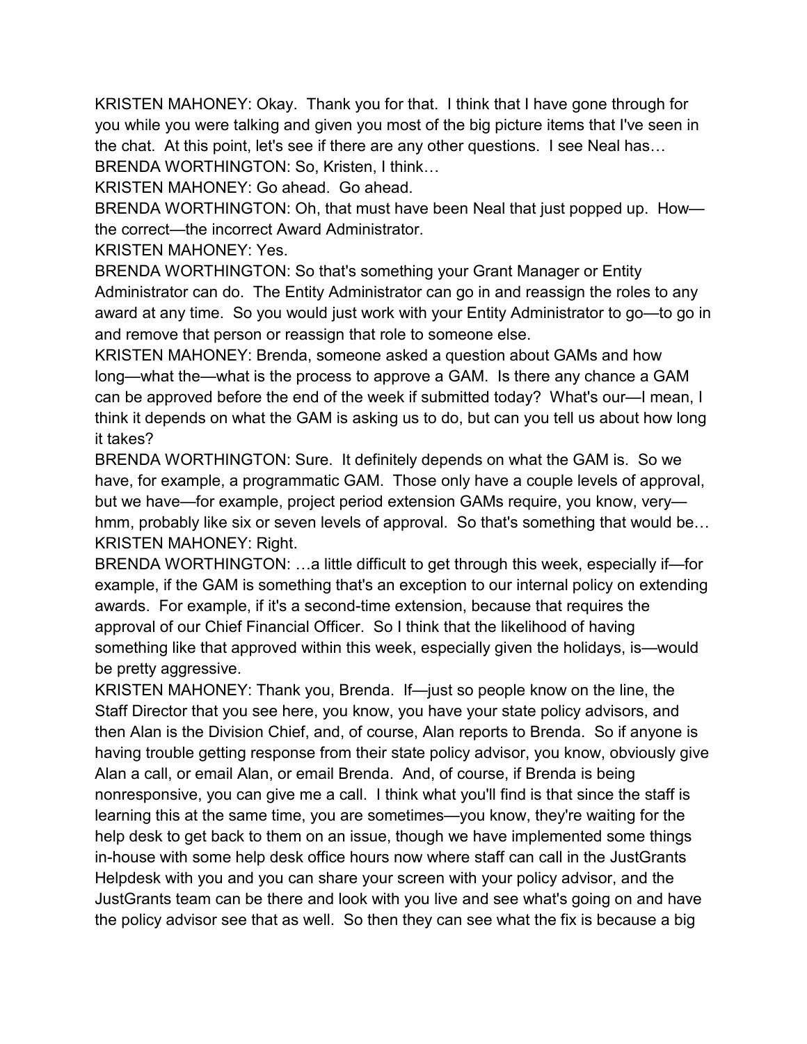KRISTEN MAHONEY: Okay. Thank you for that. I think that I have gone through for you while you were talking and given you most of the big picture items that I've seen in the chat. At this point, let's see if there are any other questions. I see Neal has…

BRENDA WORTHINGTON: So, Kristen, I think…

KRISTEN MAHONEY: Go ahead. Go ahead.

BRENDA WORTHINGTON: Oh, that must have been Neal that just popped up. How—the correct—the incorrect Award Administrator.

KRISTEN MAHONEY: Yes.

BRENDA WORTHINGTON: So that's something your Grant Manager or Entity Administrator can do. The Entity Administrator can go in and reassign the roles to any award at any time. So you would just work with your Entity Administrator to go—to go in and remove that person or reassign that role to someone else.

KRISTEN MAHONEY: Brenda, someone asked a question about GAMs and how long—what the—what is the process to approve a GAM. Is there any chance a GAM can be approved before the end of the week if submitted today? What's our—I mean, I think it depends on what the GAM is asking us to do, but can you tell us about how long it takes?

BRENDA WORTHINGTON: Sure. It definitely depends on what the GAM is. So we have, for example, a programmatic GAM. Those only have a couple levels of approval, but we have—for example, project period extension GAMs require, you know, very—hmm, probably like six or seven levels of approval. So that's something that would be…

KRISTEN MAHONEY: Right.

BRENDA WORTHINGTON: …a little difficult to get through this week, especially if—for example, if the GAM is something that's an exception to our internal policy on extending awards. For example, if it's a second-time extension, because that requires the approval of our Chief Financial Officer. So I think that the likelihood of having something like that approved within this week, especially given the holidays, is—would be pretty aggressive.

KRISTEN MAHONEY: Thank you, Brenda. If—just so people know on the line, the Staff Director that you see here, you know, you have your state policy advisors, and then Alan is the Division Chief, and, of course, Alan reports to Brenda. So if anyone is having trouble getting response from their state policy advisor, you know, obviously give Alan a call, or email Alan, or email Brenda. And, of course, if Brenda is being nonresponsive, you can give me a call. I think what you'll find is that since the staff is learning this at the same time, you are sometimes—you know, they're waiting for the help desk to get back to them on an issue, though we have implemented some things in-house with some help desk office hours now where staff can call in the JustGrants Helpdesk with you and you can share your screen with your policy advisor, and the JustGrants team can be there and look with you live and see what's going on and have the policy advisor see that as well. So then they can see what the fix is because a big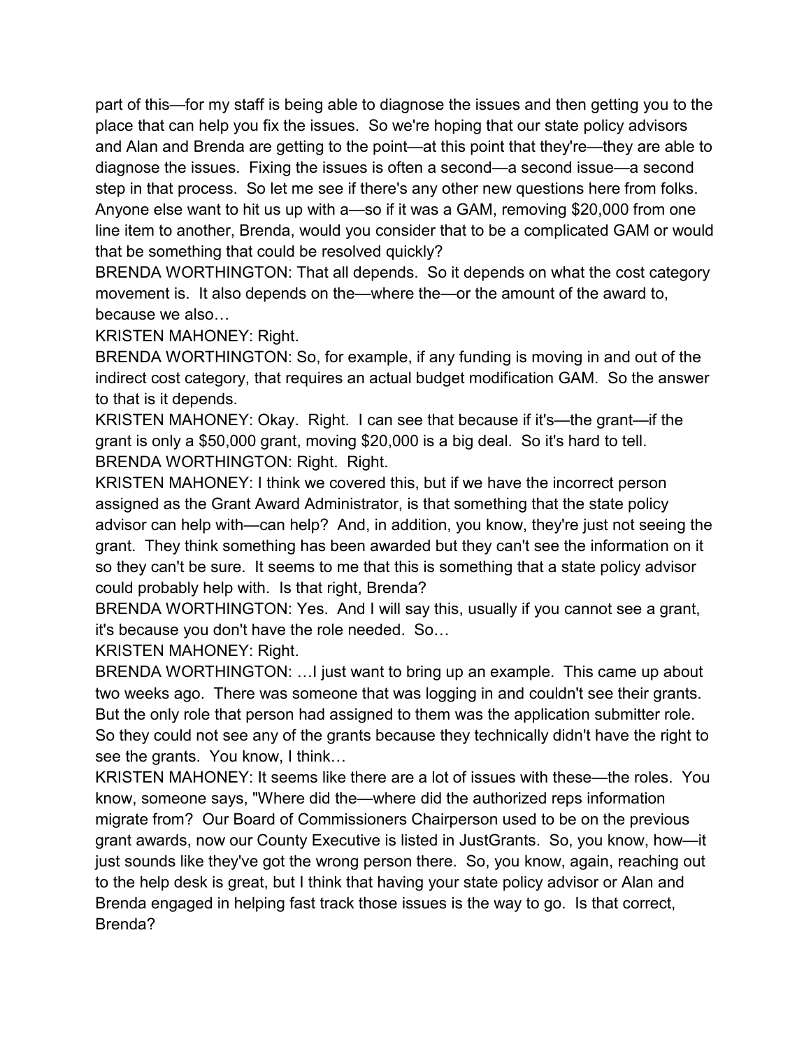part of this—for my staff is being able to diagnose the issues and then getting you to the place that can help you fix the issues. So we're hoping that our state policy advisors and Alan and Brenda are getting to the point—at this point that they're—they are able to diagnose the issues. Fixing the issues is often a second—a second issue—a second step in that process. So let me see if there's any other new questions here from folks. Anyone else want to hit us up with a—so if it was a GAM, removing $20,000 from one line item to another, Brenda, would you consider that to be a complicated GAM or would that be something that could be resolved quickly?

BRENDA WORTHINGTON: That all depends. So it depends on what the cost category movement is. It also depends on the—where the—or the amount of the award to, because we also…

KRISTEN MAHONEY: Right.

BRENDA WORTHINGTON: So, for example, if any funding is moving in and out of the indirect cost category, that requires an actual budget modification GAM. So the answer to that is it depends.

KRISTEN MAHONEY: Okay. Right. I can see that because if it's—the grant—if the grant is only a $50,000 grant, moving $20,000 is a big deal. So it's hard to tell.

BRENDA WORTHINGTON: Right. Right.

KRISTEN MAHONEY: I think we covered this, but if we have the incorrect person assigned as the Grant Award Administrator, is that something that the state policy advisor can help with—can help? And, in addition, you know, they're just not seeing the grant. They think something has been awarded but they can't see the information on it so they can't be sure. It seems to me that this is something that a state policy advisor could probably help with. Is that right, Brenda?

BRENDA WORTHINGTON: Yes. And I will say this, usually if you cannot see a grant, it's because you don't have the role needed. So…

KRISTEN MAHONEY: Right.

BRENDA WORTHINGTON: …I just want to bring up an example. This came up about two weeks ago. There was someone that was logging in and couldn't see their grants. But the only role that person had assigned to them was the application submitter role. So they could not see any of the grants because they technically didn't have the right to see the grants. You know, I think…

KRISTEN MAHONEY: It seems like there are a lot of issues with these—the roles. You know, someone says, "Where did the—where did the authorized reps information migrate from? Our Board of Commissioners Chairperson used to be on the previous grant awards, now our County Executive is listed in JustGrants. So, you know, how—it just sounds like they've got the wrong person there. So, you know, again, reaching out to the help desk is great, but I think that having your state policy advisor or Alan and Brenda engaged in helping fast track those issues is the way to go. Is that correct, Brenda?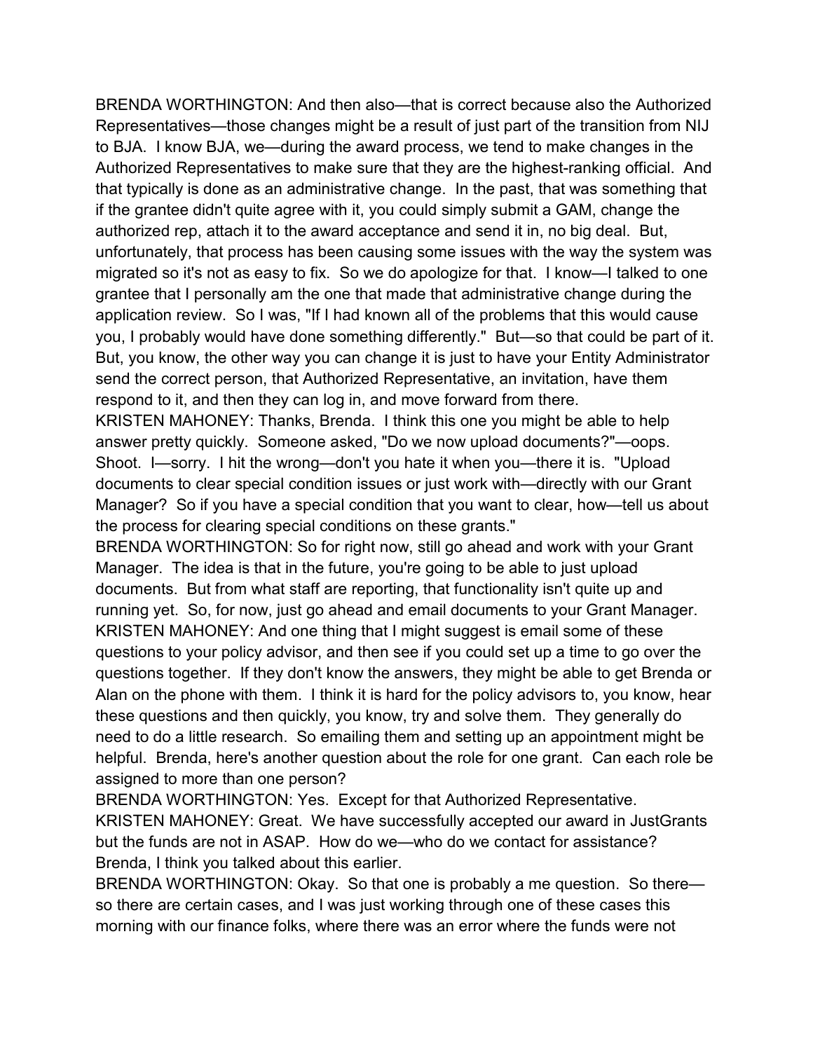BRENDA WORTHINGTON: And then also—that is correct because also the Authorized Representatives—those changes might be a result of just part of the transition from NIJ to BJA. I know BJA, we—during the award process, we tend to make changes in the Authorized Representatives to make sure that they are the highest-ranking official. And that typically is done as an administrative change. In the past, that was something that if the grantee didn't quite agree with it, you could simply submit a GAM, change the authorized rep, attach it to the award acceptance and send it in, no big deal. But, unfortunately, that process has been causing some issues with the way the system was migrated so it's not as easy to fix. So we do apologize for that. I know—I talked to one grantee that I personally am the one that made that administrative change during the application review. So I was, "If I had known all of the problems that this would cause you, I probably would have done something differently." But—so that could be part of it. But, you know, the other way you can change it is just to have your Entity Administrator send the correct person, that Authorized Representative, an invitation, have them respond to it, and then they can log in, and move forward from there.

KRISTEN MAHONEY: Thanks, Brenda. I think this one you might be able to help answer pretty quickly. Someone asked, "Do we now upload documents?"—oops. Shoot. I—sorry. I hit the wrong—don't you hate it when you—there it is. "Upload documents to clear special condition issues or just work with—directly with our Grant Manager? So if you have a special condition that you want to clear, how—tell us about the process for clearing special conditions on these grants."

BRENDA WORTHINGTON: So for right now, still go ahead and work with your Grant Manager. The idea is that in the future, you're going to be able to just upload documents. But from what staff are reporting, that functionality isn't quite up and running yet. So, for now, just go ahead and email documents to your Grant Manager.

KRISTEN MAHONEY: And one thing that I might suggest is email some of these questions to your policy advisor, and then see if you could set up a time to go over the questions together. If they don't know the answers, they might be able to get Brenda or Alan on the phone with them. I think it is hard for the policy advisors to, you know, hear these questions and then quickly, you know, try and solve them. They generally do need to do a little research. So emailing them and setting up an appointment might be helpful. Brenda, here's another question about the role for one grant. Can each role be assigned to more than one person?

BRENDA WORTHINGTON: Yes. Except for that Authorized Representative.

KRISTEN MAHONEY: Great. We have successfully accepted our award in JustGrants but the funds are not in ASAP. How do we—who do we contact for assistance? Brenda, I think you talked about this earlier.

BRENDA WORTHINGTON: Okay. So that one is probably a me question. So there—so there are certain cases, and I was just working through one of these cases this morning with our finance folks, where there was an error where the funds were not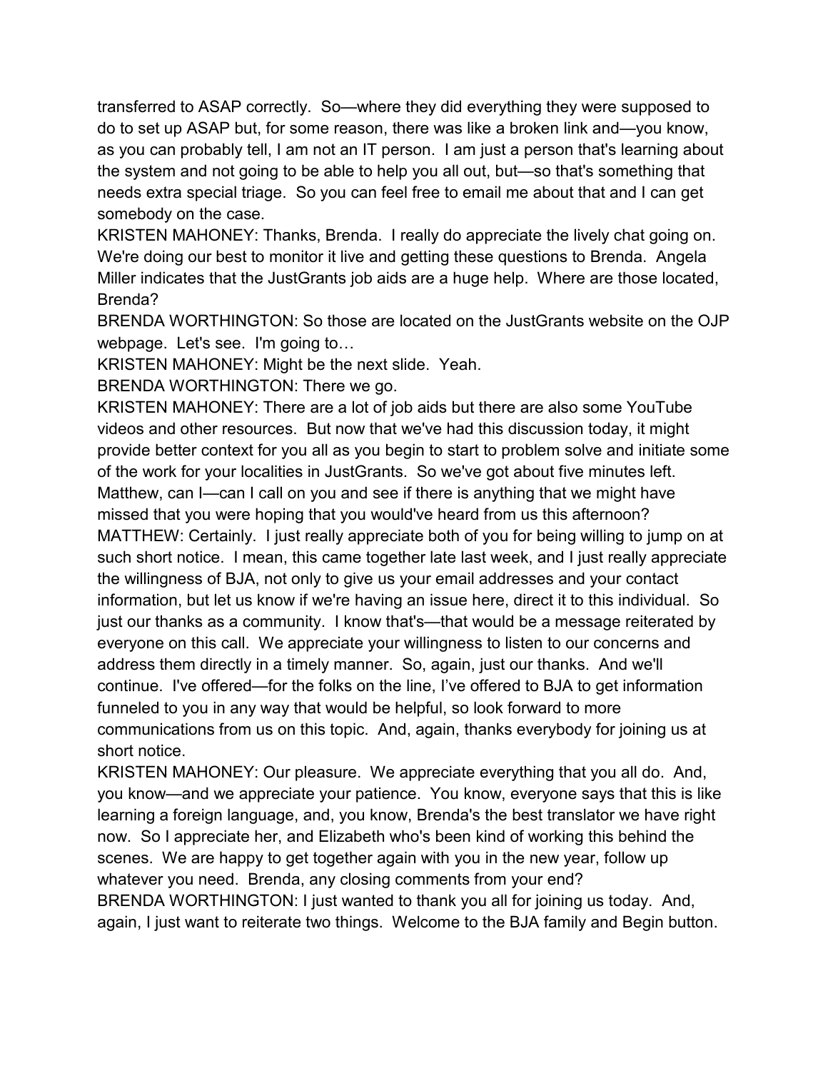transferred to ASAP correctly. So—where they did everything they were supposed to do to set up ASAP but, for some reason, there was like a broken link and—you know, as you can probably tell, I am not an IT person. I am just a person that's learning about the system and not going to be able to help you all out, but—so that's something that needs extra special triage. So you can feel free to email me about that and I can get somebody on the case.

KRISTEN MAHONEY: Thanks, Brenda. I really do appreciate the lively chat going on. We're doing our best to monitor it live and getting these questions to Brenda. Angela Miller indicates that the JustGrants job aids are a huge help. Where are those located, Brenda?

BRENDA WORTHINGTON: So those are located on the JustGrants website on the OJP webpage. Let's see. I'm going to…

KRISTEN MAHONEY: Might be the next slide. Yeah.

BRENDA WORTHINGTON: There we go.

KRISTEN MAHONEY: There are a lot of job aids but there are also some YouTube videos and other resources. But now that we've had this discussion today, it might provide better context for you all as you begin to start to problem solve and initiate some of the work for your localities in JustGrants. So we've got about five minutes left. Matthew, can I—can I call on you and see if there is anything that we might have missed that you were hoping that you would've heard from us this afternoon?

MATTHEW: Certainly. I just really appreciate both of you for being willing to jump on at such short notice. I mean, this came together late last week, and I just really appreciate the willingness of BJA, not only to give us your email addresses and your contact information, but let us know if we're having an issue here, direct it to this individual. So just our thanks as a community. I know that's—that would be a message reiterated by everyone on this call. We appreciate your willingness to listen to our concerns and address them directly in a timely manner. So, again, just our thanks. And we'll continue. I've offered—for the folks on the line, I've offered to BJA to get information funneled to you in any way that would be helpful, so look forward to more communications from us on this topic. And, again, thanks everybody for joining us at short notice.

KRISTEN MAHONEY: Our pleasure. We appreciate everything that you all do. And, you know—and we appreciate your patience. You know, everyone says that this is like learning a foreign language, and, you know, Brenda's the best translator we have right now. So I appreciate her, and Elizabeth who's been kind of working this behind the scenes. We are happy to get together again with you in the new year, follow up whatever you need. Brenda, any closing comments from your end?

BRENDA WORTHINGTON: I just wanted to thank you all for joining us today. And, again, I just want to reiterate two things. Welcome to the BJA family and Begin button.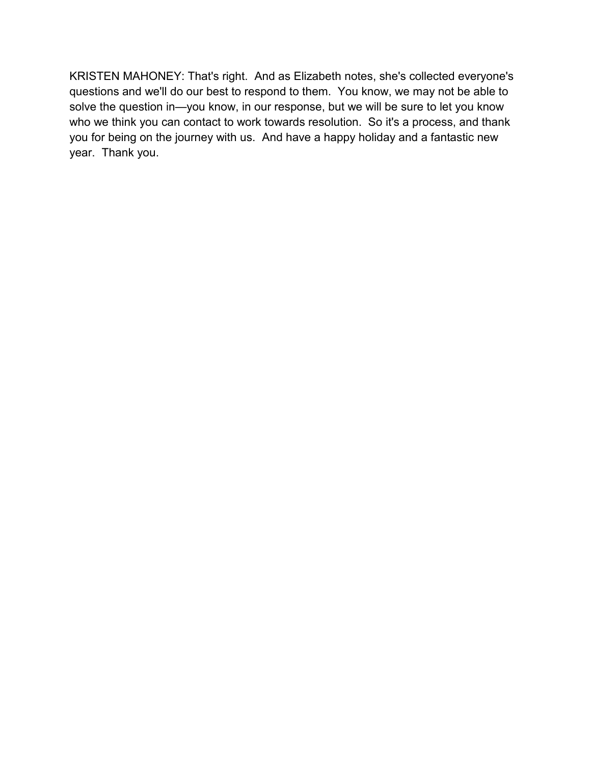KRISTEN MAHONEY: That's right.  And as Elizabeth notes, she's collected everyone's questions and we'll do our best to respond to them.  You know, we may not be able to solve the question in—you know, in our response, but we will be sure to let you know who we think you can contact to work towards resolution.  So it's a process, and thank you for being on the journey with us.  And have a happy holiday and a fantastic new year.  Thank you.